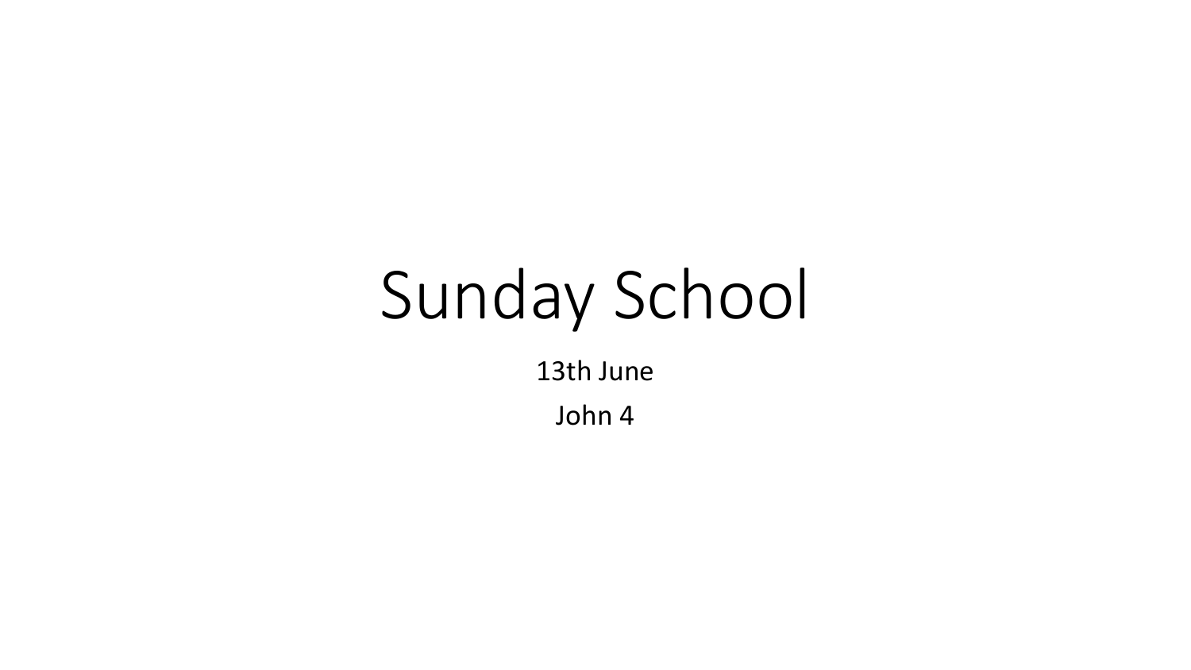# Sunday School

13th June

John 4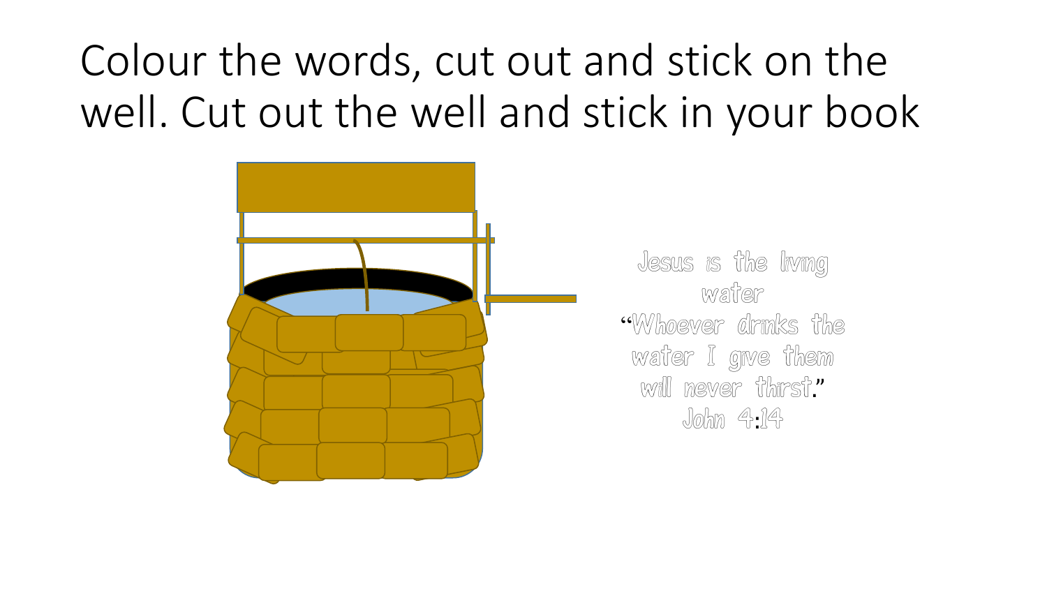# Colour the words, cut out and stick on the well. Cut out the well and stick in your book

Jesus is the living water

"Whoever drinks the water I give them will never thirst."

John 4:14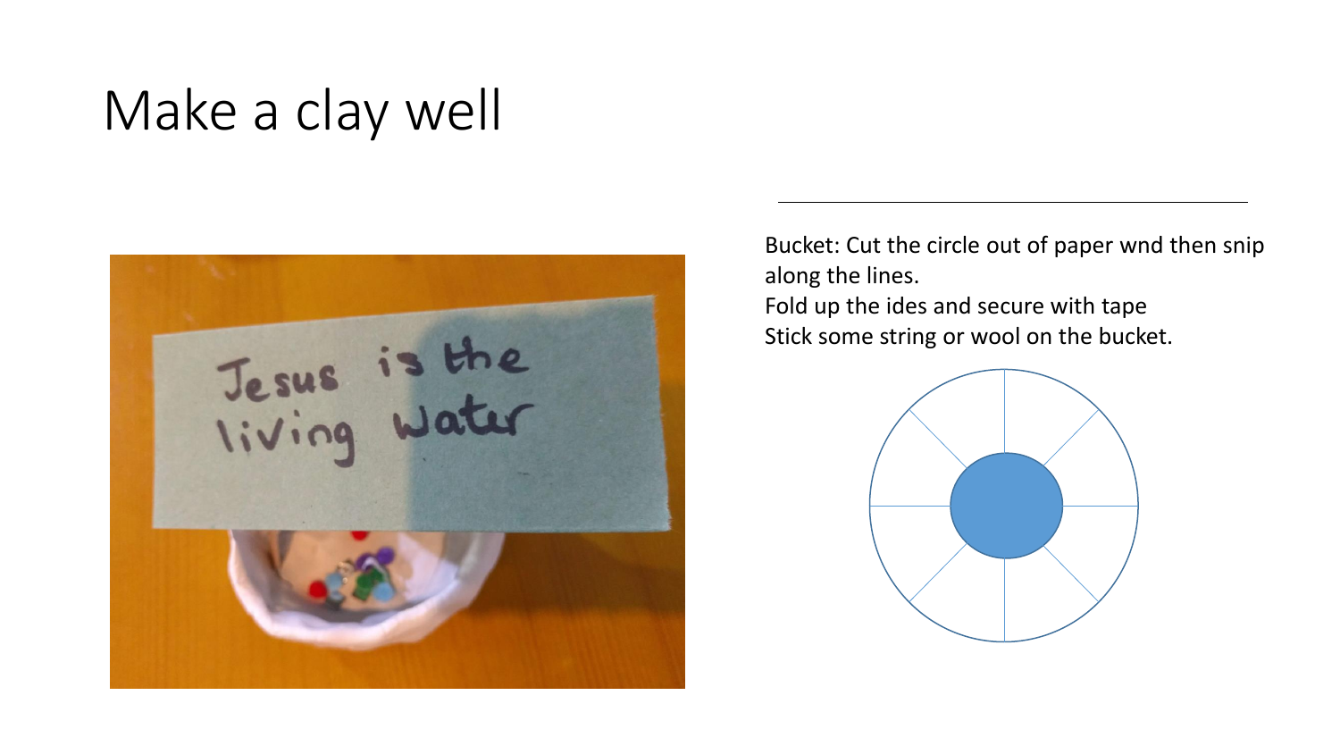# Make a clay well

Bucket: Cut the circle out of paper wnd then snip along the lines.
Fold up the ides and secure with tape
Stick some string or wool on the bucket.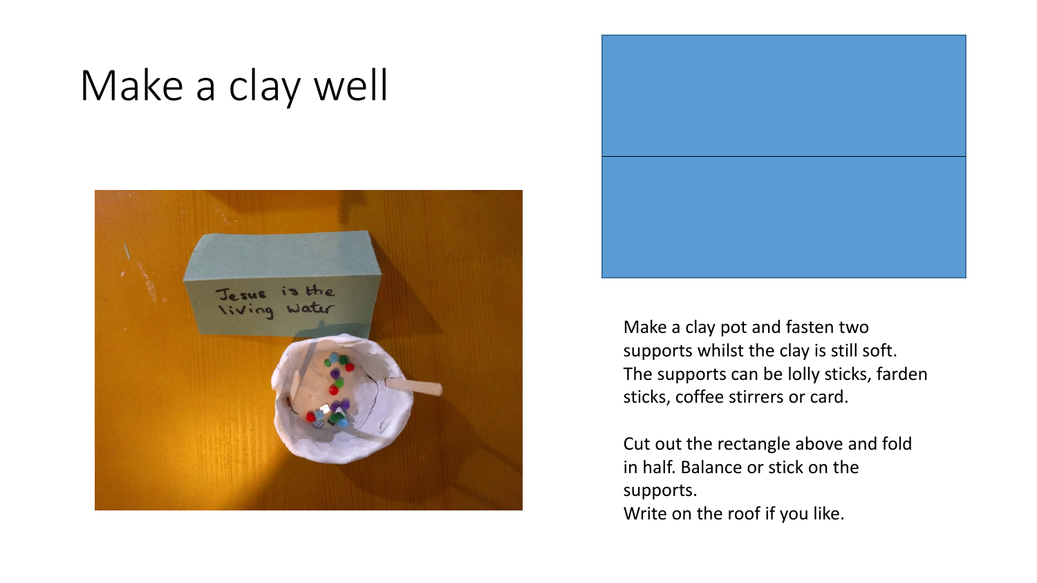# Make a clay well

Make a clay pot and fasten two supports whilst the clay is still soft. The supports can be lolly sticks, farden sticks, coffee stirrers or card.

Cut out the rectangle above and fold in half. Balance or stick on the supports.
Write on the roof if you like.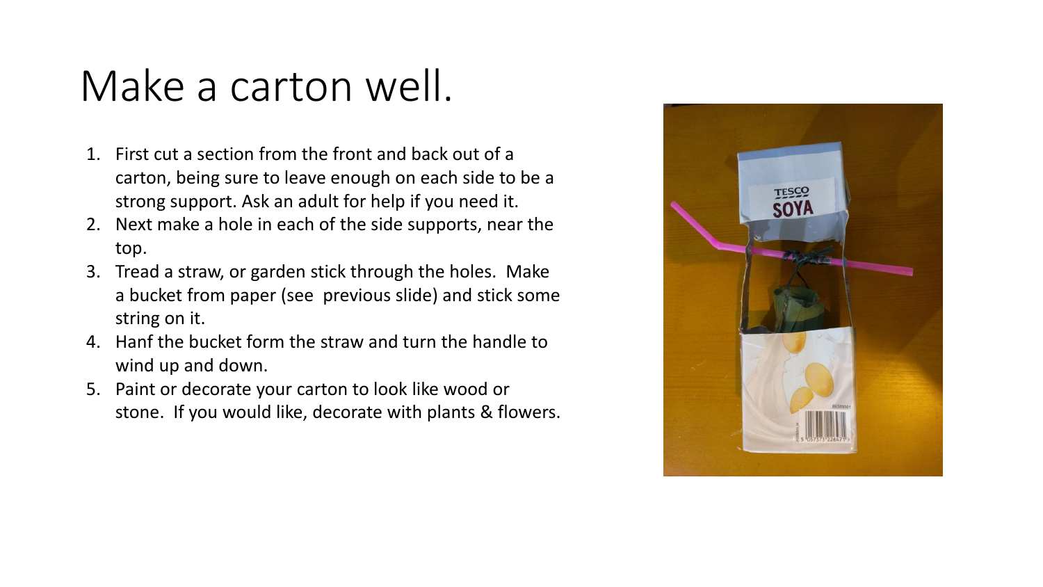# Make a carton well.

1. First cut a section from the front and back out of a carton, being sure to leave enough on each side to be a strong support. Ask an adult for help if you need it.
2. Next make a hole in each of the side supports, near the top.
3. Tread a straw, or garden stick through the holes. Make a bucket from paper (see previous slide) and stick some string on it.
4. Hanf the bucket form the straw and turn the handle to wind up and down.
5. Paint or decorate your carton to look like wood or stone. If you would like, decorate with plants & flowers.